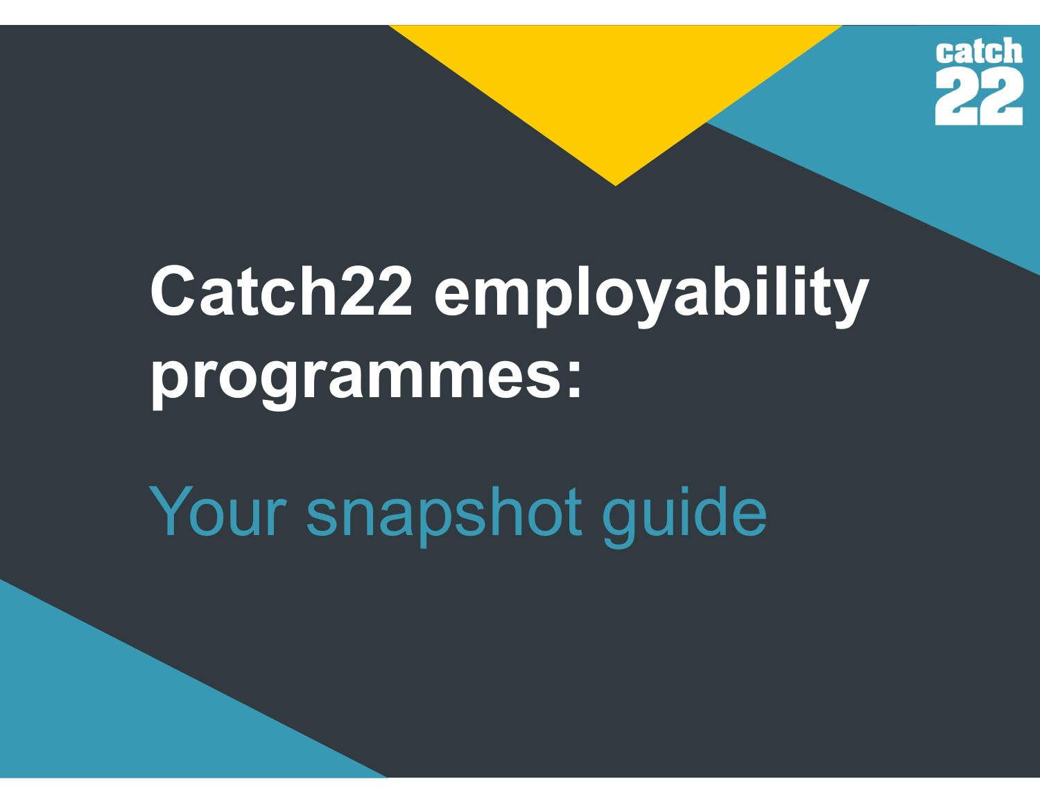# Catch22 employability programmes:

## Your snapshot guide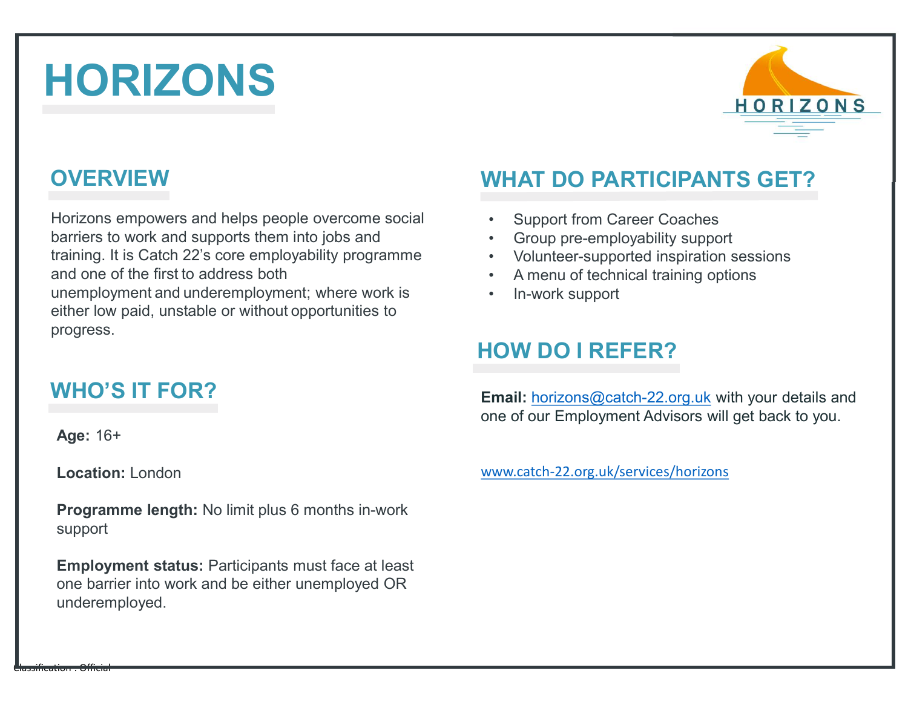# HORIZONS

## OVERVIEW

Horizons empowers and helps people overcome social barriers to work and supports them into jobs and training. It is Catch 22's core employability programme and one of the first to address both unemployment and underemployment; where work is either low paid, unstable or without opportunities to progress.

## WHO'S IT FOR?

**Age:** 16+

**Location:** London

**Programme length:** No limit plus 6 months in-work support

**Employment status:** Participants must face at least one barrier into work and be either unemployed OR underemployed.

## WHAT DO PARTICIPANTS GET?

- Support from Career Coaches
- Group pre-employability support
- Volunteer-supported inspiration sessions
- A menu of technical training options
- In-work support

## HOW DO I REFER?

**Email:** horizons@catch-22.org.uk with your details and one of our Employment Advisors will get back to you.

www.catch-22.org.uk/services/horizons

Classification : Official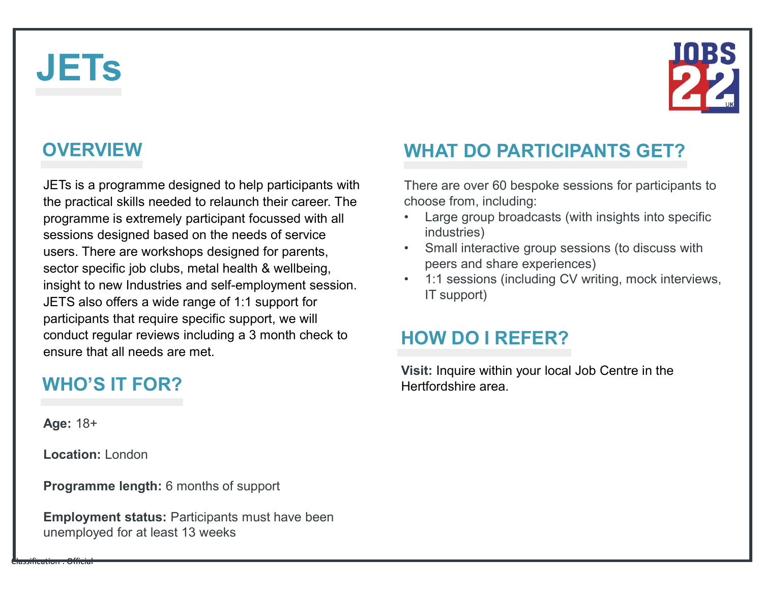# JETs

## OVERVIEW

JETs is a programme designed to help participants with the practical skills needed to relaunch their career. The programme is extremely participant focussed with all sessions designed based on the needs of service users. There are workshops designed for parents, sector specific job clubs, metal health & wellbeing, insight to new Industries and self-employment session. JETS also offers a wide range of 1:1 support for participants that require specific support, we will conduct regular reviews including a 3 month check to ensure that all needs are met.

## WHO'S IT FOR?

**Age:** 18+

**Location:** London

**Programme length:** 6 months of support

**Employment status:** Participants must have been unemployed for at least 13 weeks

## WHAT DO PARTICIPANTS GET?

There are over 60 bespoke sessions for participants to choose from, including:

- Large group broadcasts (with insights into specific industries)
- Small interactive group sessions (to discuss with peers and share experiences)
- 1:1 sessions (including CV writing, mock interviews, IT support)

## HOW DO I REFER?

**Visit:** Inquire within your local Job Centre in the Hertfordshire area.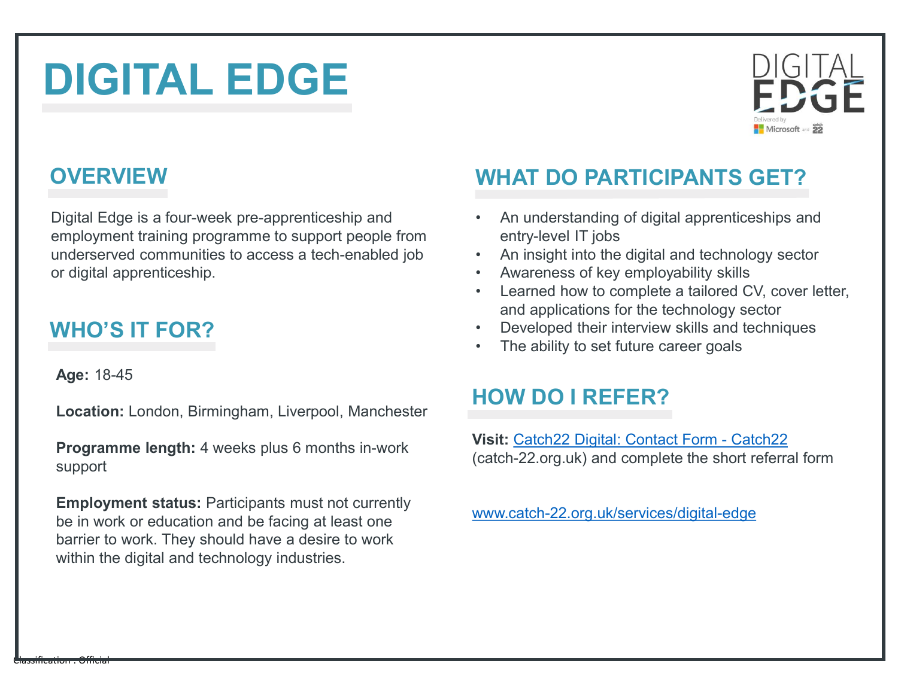# DIGITAL EDGE

## OVERVIEW

Digital Edge is a four-week pre-apprenticeship and employment training programme to support people from underserved communities to access a tech-enabled job or digital apprenticeship.

## WHO'S IT FOR?

**Age:** 18-45

**Location:** London, Birmingham, Liverpool, Manchester

**Programme length:** 4 weeks plus 6 months in-work support

**Employment status:** Participants must not currently be in work or education and be facing at least one barrier to work. They should have a desire to work within the digital and technology industries.

## WHAT DO PARTICIPANTS GET?

- An understanding of digital apprenticeships and entry-level IT jobs
- An insight into the digital and technology sector
- Awareness of key employability skills
- Learned how to complete a tailored CV, cover letter, and applications for the technology sector
- Developed their interview skills and techniques
- The ability to set future career goals

## HOW DO I REFER?

**Visit:** [Catch22 Digital: Contact Form - Catch22](catch-22.org.uk) (catch-22.org.uk) and complete the short referral form

[www.catch-22.org.uk/services/digital-edge](www.catch-22.org.uk/services/digital-edge)

Classification : Official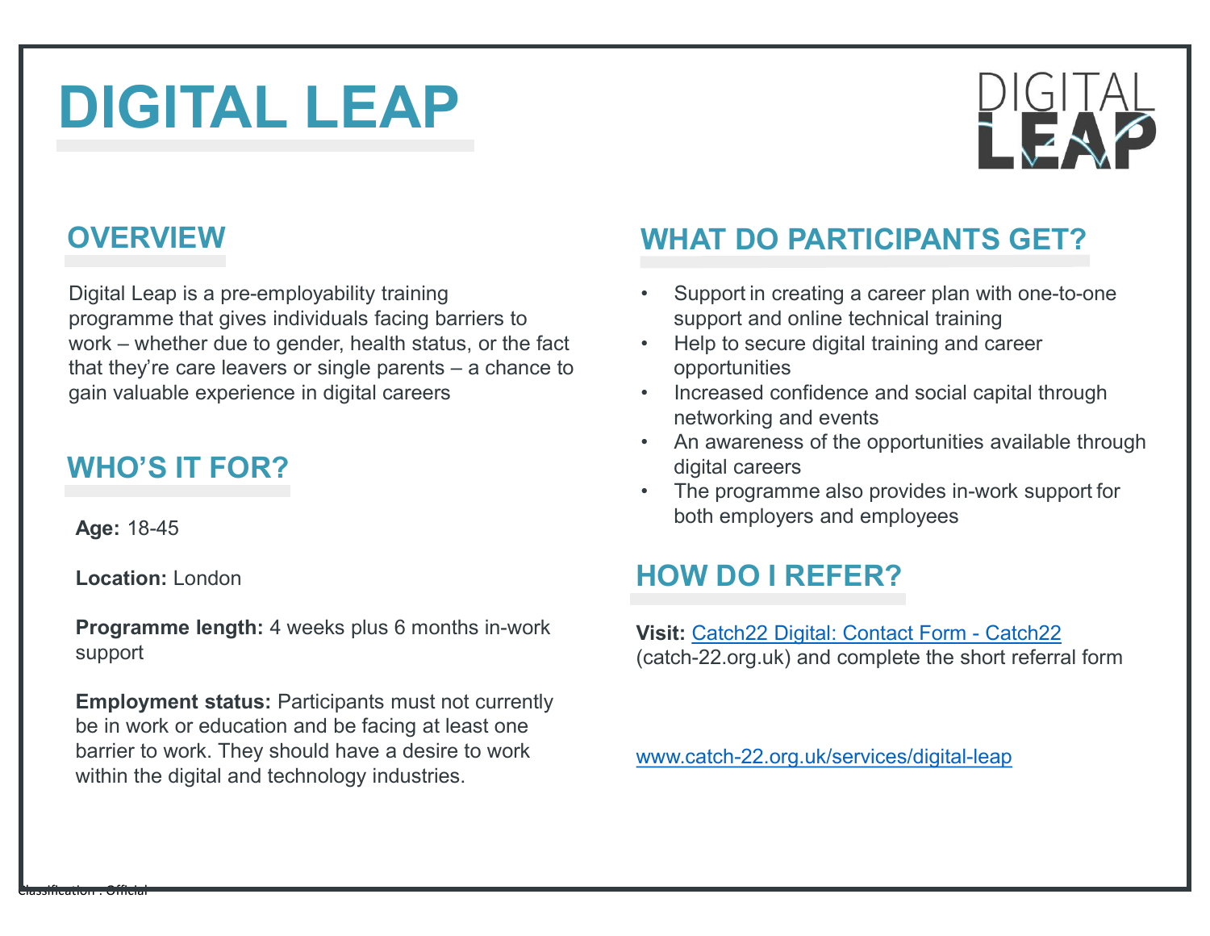# DIGITAL LEAP

## OVERVIEW

Digital Leap is a pre-employability training programme that gives individuals facing barriers to work – whether due to gender, health status, or the fact that they're care leavers or single parents – a chance to gain valuable experience in digital careers

## WHO'S IT FOR?

**Age:** 18-45

**Location:** London

**Programme length:** 4 weeks plus 6 months in-work support

**Employment status:** Participants must not currently be in work or education and be facing at least one barrier to work. They should have a desire to work within the digital and technology industries.

## WHAT DO PARTICIPANTS GET?

- Support in creating a career plan with one-to-one support and online technical training
- Help to secure digital training and career opportunities
- Increased confidence and social capital through networking and events
- An awareness of the opportunities available through digital careers
- The programme also provides in-work support for both employers and employees

## HOW DO I REFER?

**Visit:** Catch22 Digital: Contact Form - Catch22 (catch-22.org.uk) and complete the short referral form

www.catch-22.org.uk/services/digital-leap

Classification : Official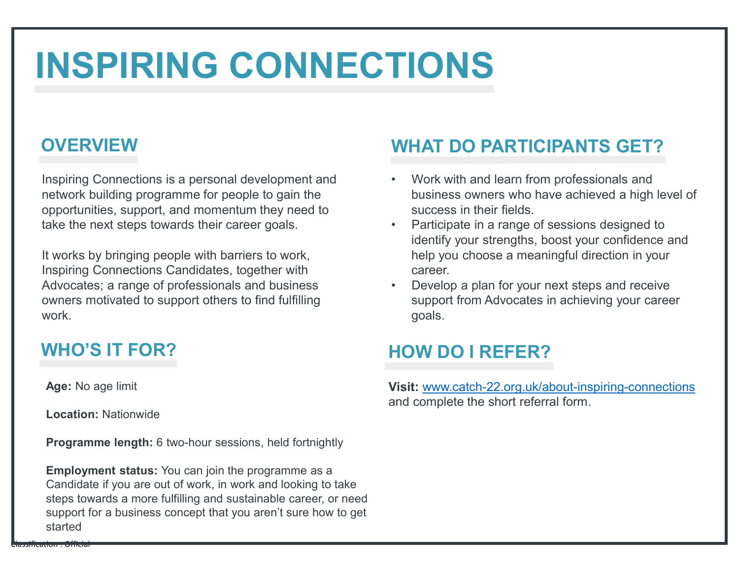# INSPIRING CONNECTIONS

## OVERVIEW

Inspiring Connections is a personal development and network building programme for people to gain the opportunities, support, and momentum they need to take the next steps towards their career goals.

It works by bringing people with barriers to work, Inspiring Connections Candidates, together with Advocates; a range of professionals and business owners motivated to support others to find fulfilling work.

## WHO'S IT FOR?

**Age:** No age limit

**Location:** Nationwide

**Programme length:** 6 two-hour sessions, held fortnightly

**Employment status:** You can join the programme as a Candidate if you are out of work, in work and looking to take steps towards a more fulfilling and sustainable career, or need support for a business concept that you aren't sure how to get started

## WHAT DO PARTICIPANTS GET?

- Work with and learn from professionals and business owners who have achieved a high level of success in their fields.
- Participate in a range of sessions designed to identify your strengths, boost your confidence and help you choose a meaningful direction in your career.
- Develop a plan for your next steps and receive support from Advocates in achieving your career goals.

## HOW DO I REFER?

**Visit:** www.catch-22.org.uk/about-inspiring-connections and complete the short referral form.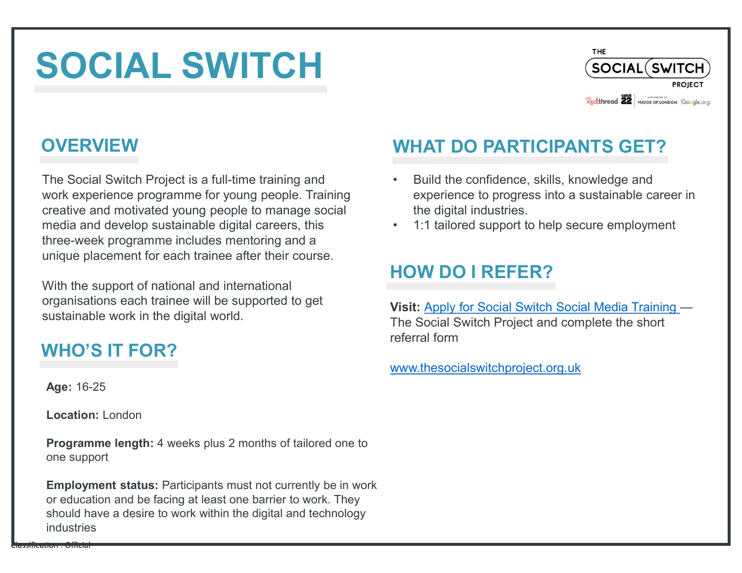# SOCIAL SWITCH

## OVERVIEW

The Social Switch Project is a full-time training and work experience programme for young people. Training creative and motivated young people to manage social media and develop sustainable digital careers, this three-week programme includes mentoring and a unique placement for each trainee after their course.

With the support of national and international organisations each trainee will be supported to get sustainable work in the digital world.

## WHO'S IT FOR?

**Age:** 16-25

**Location:** London

**Programme length:** 4 weeks plus 2 months of tailored one to one support

**Employment status:** Participants must not currently be in work or education and be facing at least one barrier to work. They should have a desire to work within the digital and technology industries

## WHAT DO PARTICIPANTS GET?

- Build the confidence, skills, knowledge and experience to progress into a sustainable career in the digital industries.
- 1:1 tailored support to help secure employment

## HOW DO I REFER?

**Visit:** Apply for Social Switch Social Media Training — The Social Switch Project and complete the short referral form

www.thesocialswitchproject.org.uk

Classification : Official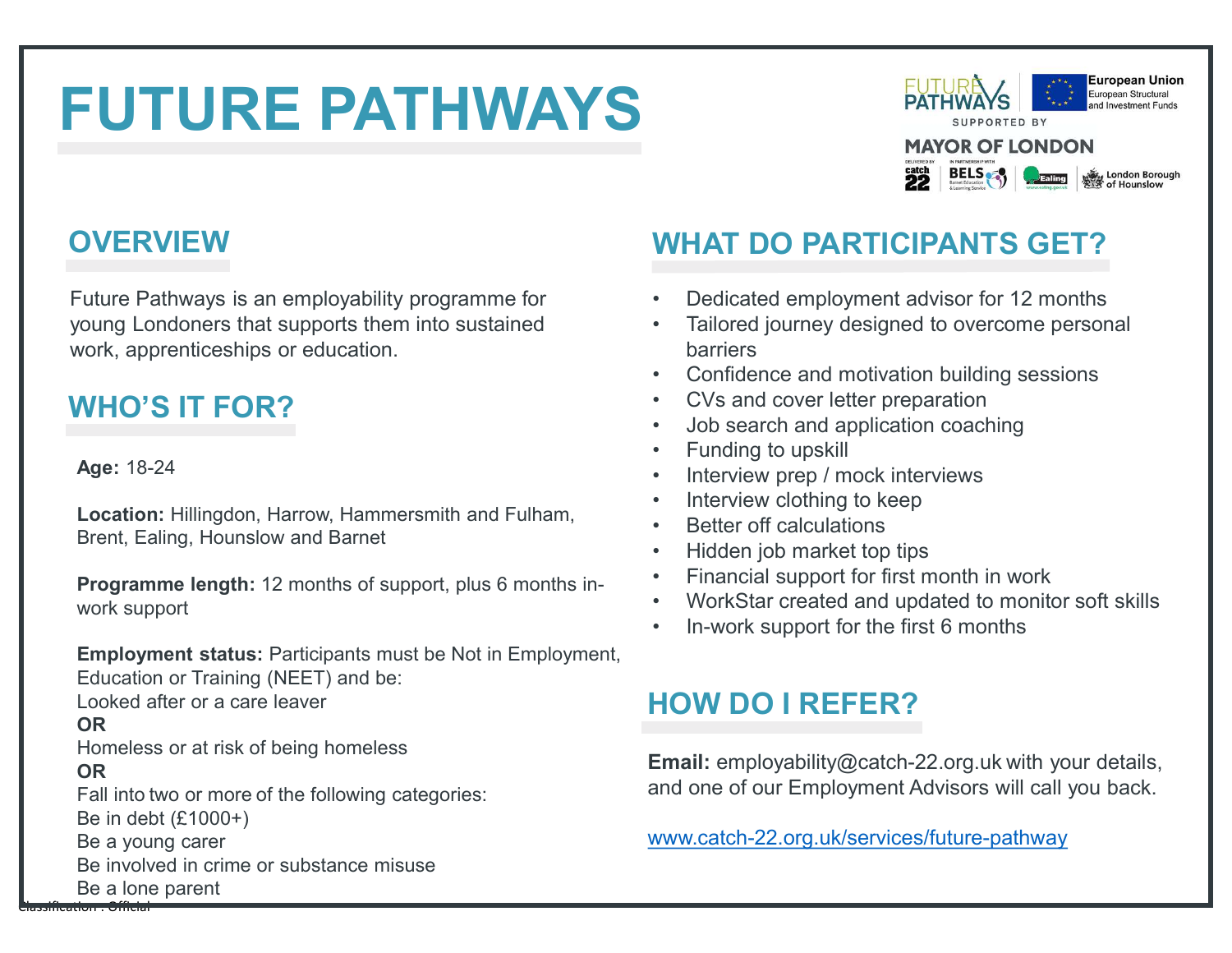# FUTURE PATHWAYS

## OVERVIEW

Future Pathways is an employability programme for young Londoners that supports them into sustained work, apprenticeships or education.

## WHO'S IT FOR?

**Age:** 18-24

**Location:** Hillingdon, Harrow, Hammersmith and Fulham, Brent, Ealing, Hounslow and Barnet

**Programme length:** 12 months of support, plus 6 months in-work support

**Employment status:** Participants must be Not in Employment, Education or Training (NEET) and be:
Looked after or a care leaver
**OR**
Homeless or at risk of being homeless
**OR**
Fall into two or more of the following categories:
Be in debt (£1000+)
Be a young carer
Be involved in crime or substance misuse
Be a lone parent

## WHAT DO PARTICIPANTS GET?

- Dedicated employment advisor for 12 months
- Tailored journey designed to overcome personal barriers
- Confidence and motivation building sessions
- CVs and cover letter preparation
- Job search and application coaching
- Funding to upskill
- Interview prep / mock interviews
- Interview clothing to keep
- Better off calculations
- Hidden job market top tips
- Financial support for first month in work
- WorkStar created and updated to monitor soft skills
- In-work support for the first 6 months

## HOW DO I REFER?

**Email:** employability@catch-22.org.uk with your details, and one of our Employment Advisors will call you back.

www.catch-22.org.uk/services/future-pathway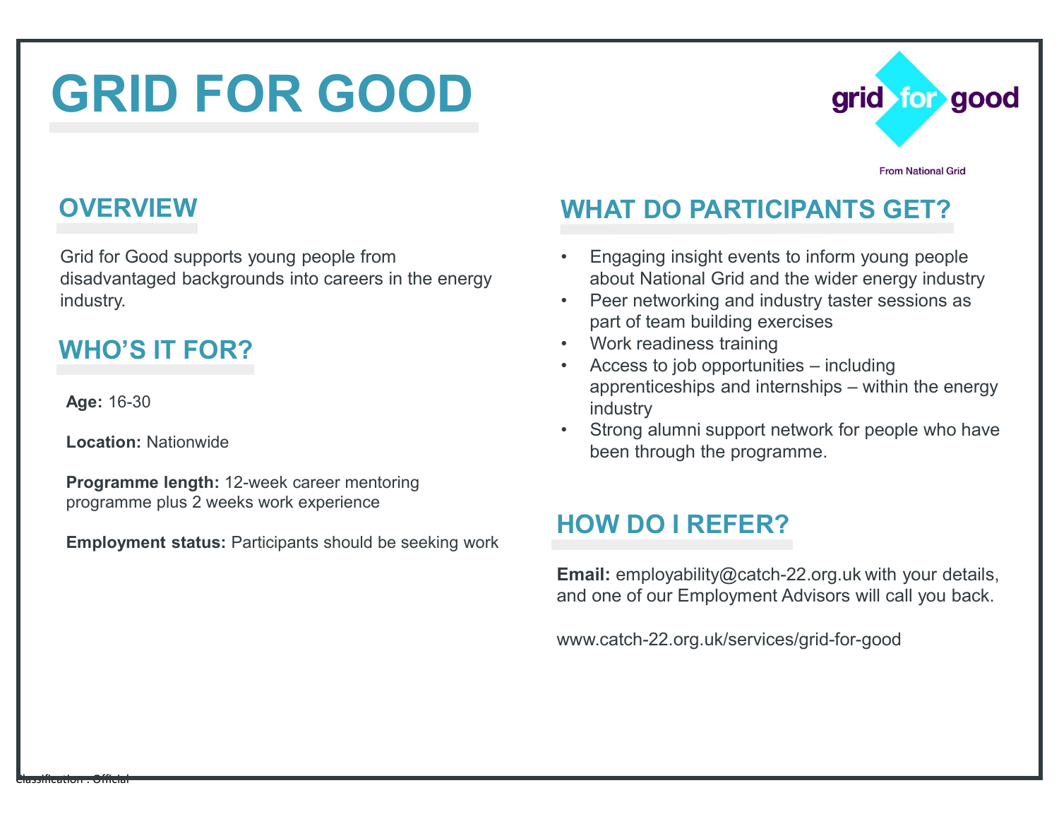# GRID FOR GOOD

grid for good

From National Grid

## OVERVIEW

Grid for Good supports young people from disadvantaged backgrounds into careers in the energy industry.

## WHO'S IT FOR?

**Age:** 16-30

**Location:** Nationwide

**Programme length:** 12-week career mentoring programme plus 2 weeks work experience

**Employment status:** Participants should be seeking work

## WHAT DO PARTICIPANTS GET?

- Engaging insight events to inform young people about National Grid and the wider energy industry
- Peer networking and industry taster sessions as part of team building exercises
- Work readiness training
- Access to job opportunities – including apprenticeships and internships – within the energy industry
- Strong alumni support network for people who have been through the programme.

## HOW DO I REFER?

**Email:** employability@catch-22.org.uk with your details, and one of our Employment Advisors will call you back.

www.catch-22.org.uk/services/grid-for-good

Classification : Official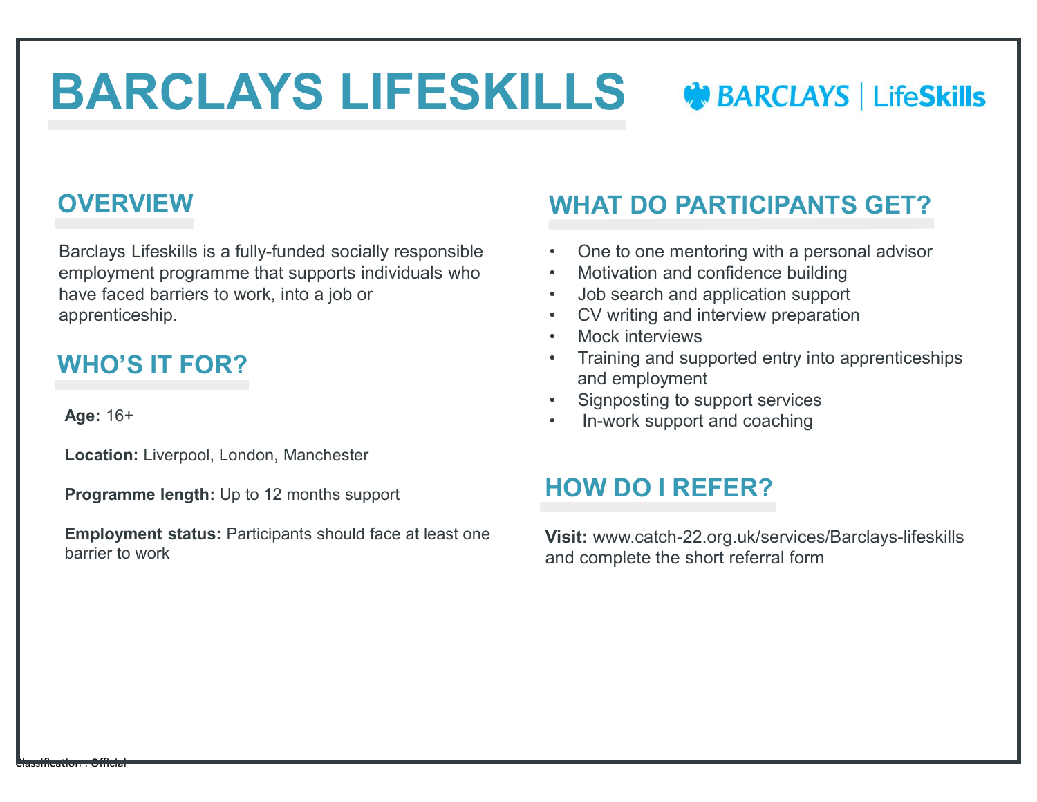# BARCLAYS LIFESKILLS

BARCLAYS | LifeSkills

## OVERVIEW

Barclays Lifeskills is a fully-funded socially responsible employment programme that supports individuals who have faced barriers to work, into a job or apprenticeship.

## WHO'S IT FOR?

**Age:** 16+

**Location:** Liverpool, London, Manchester

**Programme length:** Up to 12 months support

**Employment status:** Participants should face at least one barrier to work

## WHAT DO PARTICIPANTS GET?

- One to one mentoring with a personal advisor
- Motivation and confidence building
- Job search and application support
- CV writing and interview preparation
- Mock interviews
- Training and supported entry into apprenticeships and employment
- Signposting to support services
- In-work support and coaching

## HOW DO I REFER?

**Visit:** www.catch-22.org.uk/services/Barclays-lifeskills and complete the short referral form

Classification : Official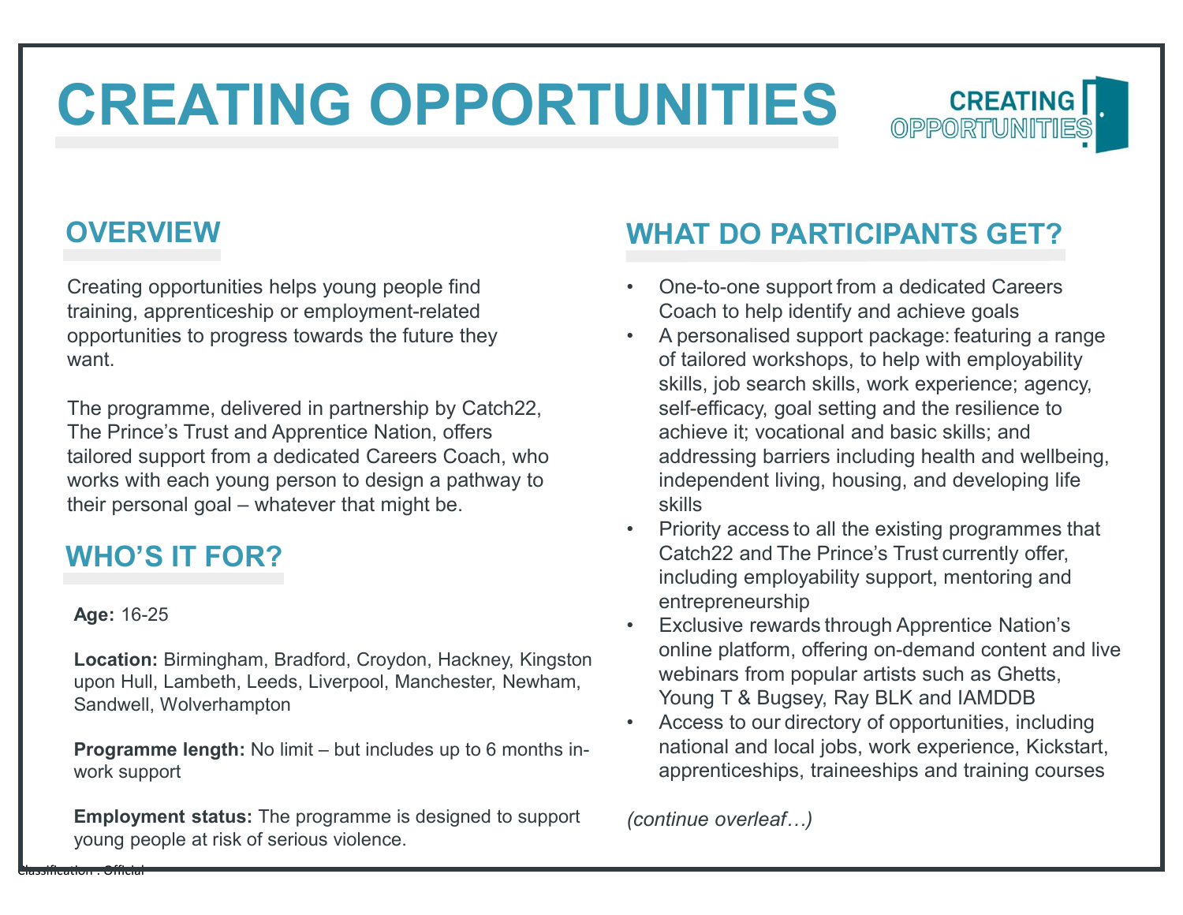# CREATING OPPORTUNITIES

## OVERVIEW

Creating opportunities helps young people find training, apprenticeship or employment-related opportunities to progress towards the future they want.

The programme, delivered in partnership by Catch22, The Prince's Trust and Apprentice Nation, offers tailored support from a dedicated Careers Coach, who works with each young person to design a pathway to their personal goal – whatever that might be.

## WHO'S IT FOR?

**Age:** 16-25

**Location:** Birmingham, Bradford, Croydon, Hackney, Kingston upon Hull, Lambeth, Leeds, Liverpool, Manchester, Newham, Sandwell, Wolverhampton

**Programme length:** No limit – but includes up to 6 months in-work support

**Employment status:** The programme is designed to support young people at risk of serious violence.

## WHAT DO PARTICIPANTS GET?

- One-to-one support from a dedicated Careers Coach to help identify and achieve goals
- A personalised support package: featuring a range of tailored workshops, to help with employability skills, job search skills, work experience; agency, self-efficacy, goal setting and the resilience to achieve it; vocational and basic skills; and addressing barriers including health and wellbeing, independent living, housing, and developing life skills
- Priority access to all the existing programmes that Catch22 and The Prince's Trust currently offer, including employability support, mentoring and entrepreneurship
- Exclusive rewards through Apprentice Nation's online platform, offering on-demand content and live webinars from popular artists such as Ghetts, Young T & Bugsey, Ray BLK and IAMDDB
- Access to our directory of opportunities, including national and local jobs, work experience, Kickstart, apprenticeships, traineeships and training courses

*(continue overleaf…)*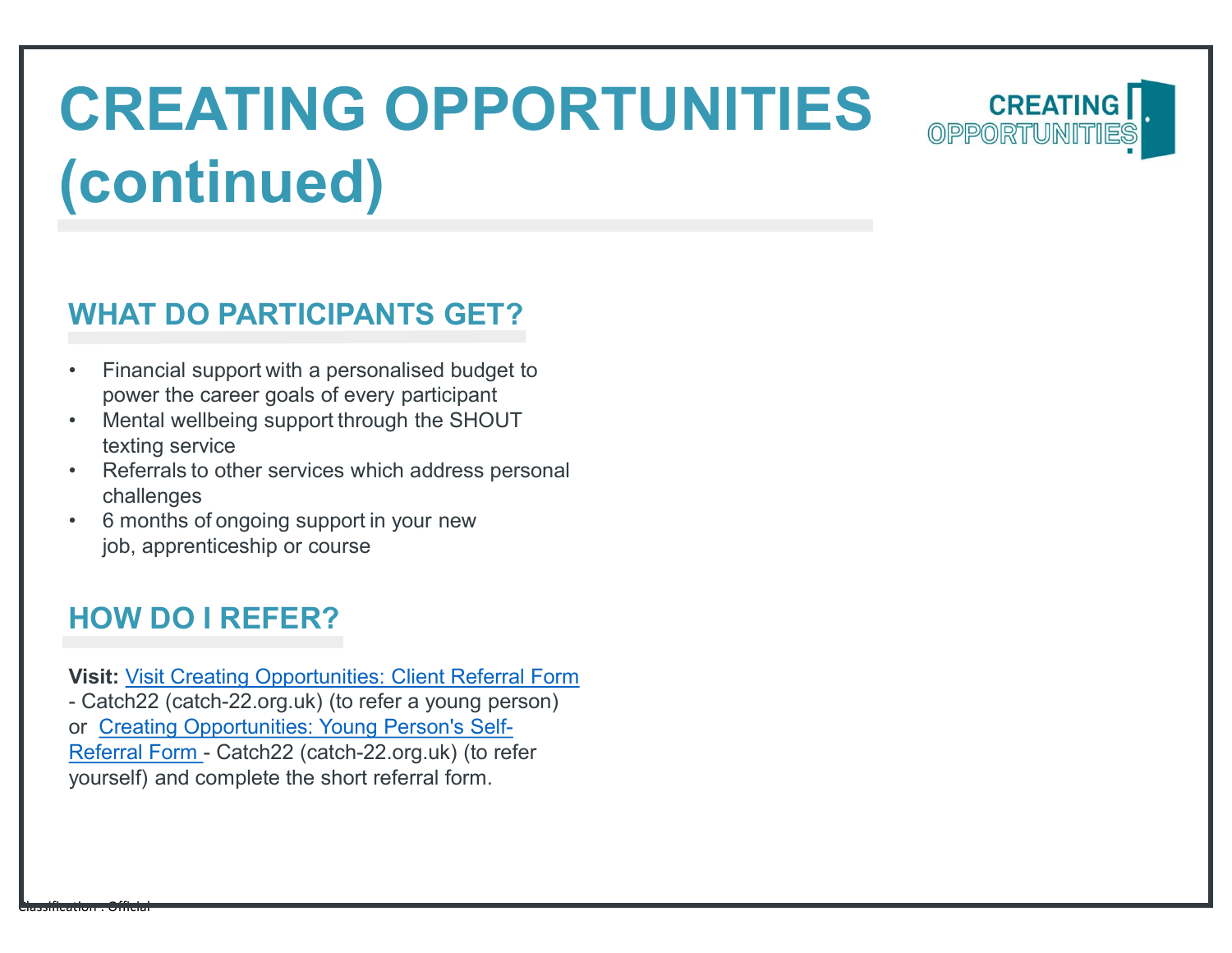# CREATING OPPORTUNITIES (continued)

## WHAT DO PARTICIPANTS GET?

- Financial support with a personalised budget to power the career goals of every participant
- Mental wellbeing support through the SHOUT texting service
- Referrals to other services which address personal challenges
- 6 months of ongoing support in your new job, apprenticeship or course

## HOW DO I REFER?

**Visit:** Visit Creating Opportunities: Client Referral Form - Catch22 (catch-22.org.uk) (to refer a young person) or Creating Opportunities: Young Person's Self-Referral Form - Catch22 (catch-22.org.uk) (to refer yourself) and complete the short referral form.

Classification : Official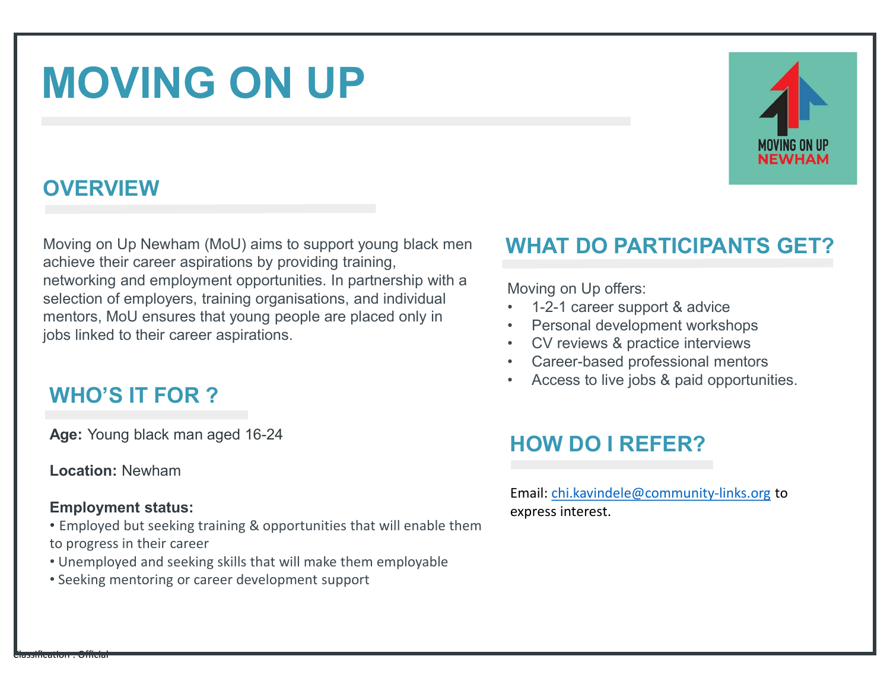# MOVING ON UP

MOVING ON UP
NEWHAM

## OVERVIEW

Moving on Up Newham (MoU) aims to support young black men achieve their career aspirations by providing training, networking and employment opportunities. In partnership with a selection of employers, training organisations, and individual mentors, MoU ensures that young people are placed only in jobs linked to their career aspirations.

## WHO'S IT FOR ?

**Age:** Young black man aged 16-24

**Location:** Newham

**Employment status:**

- Employed but seeking training & opportunities that will enable them to progress in their career
- Unemployed and seeking skills that will make them employable
- Seeking mentoring or career development support

## WHAT DO PARTICIPANTS GET?

Moving on Up offers:

- 1-2-1 career support & advice
- Personal development workshops
- CV reviews & practice interviews
- Career-based professional mentors
- Access to live jobs & paid opportunities.

## HOW DO I REFER?

Email: chi.kavindele@community-links.org to express interest.

Classification : Official